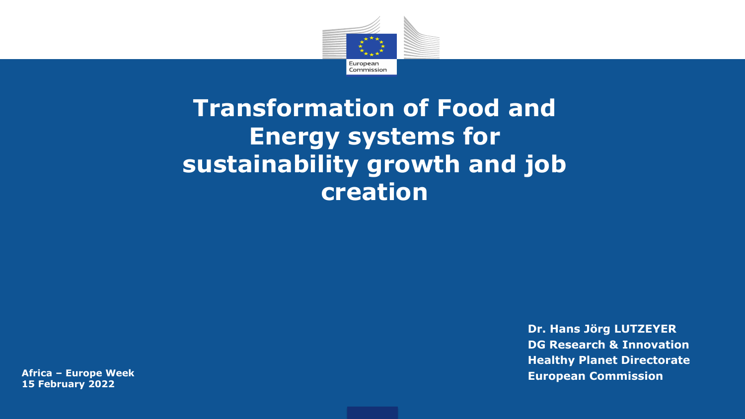# Transformation of Food and Energy systems for sustainability growth and job creation

**Dr. Hans Jörg LUTZEYER**
**DG Research & Innovation**
**Healthy Planet Directorate**
**European Commission**

**Africa – Europe Week**
**15 February 2022**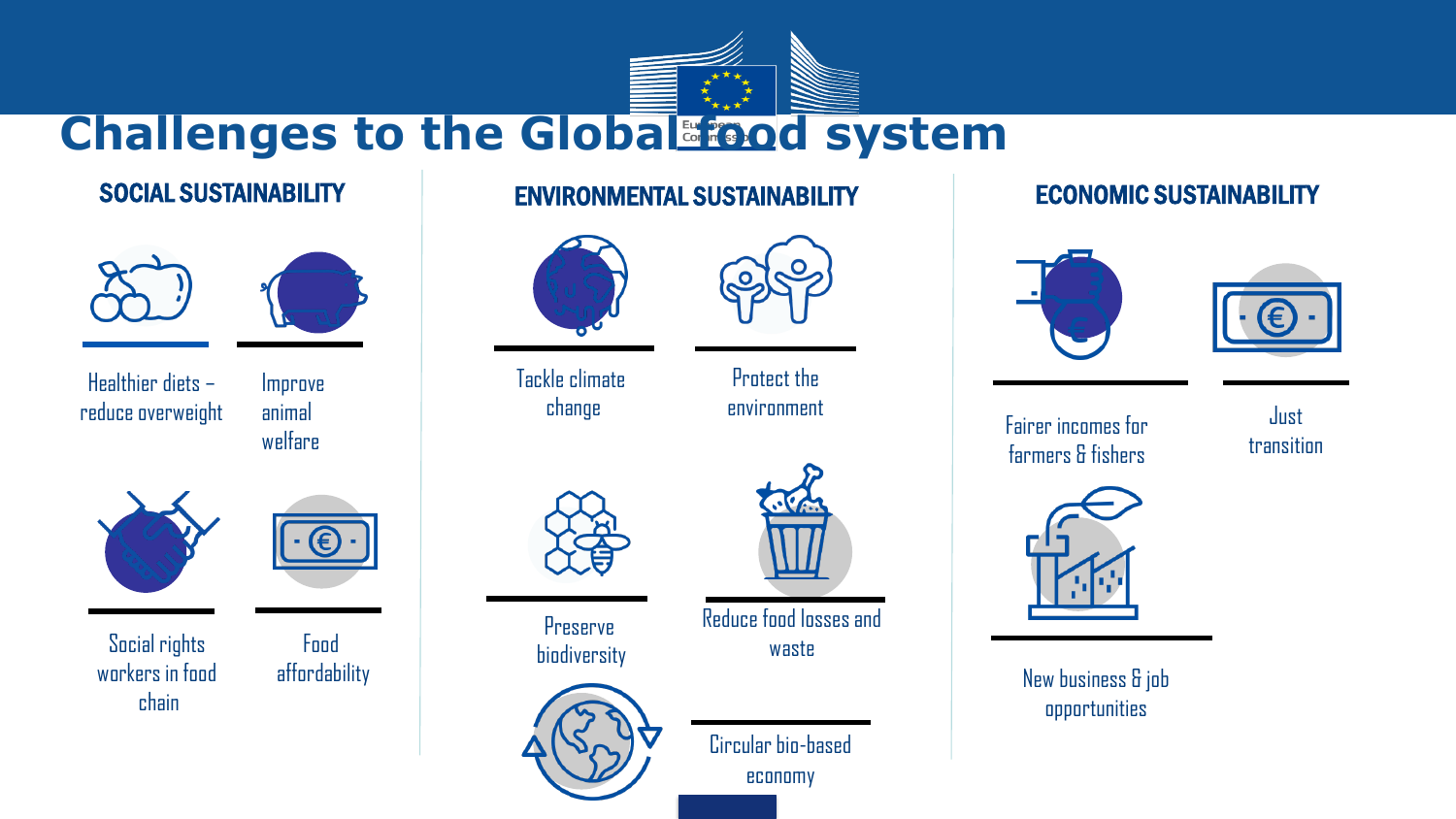# Challenges to the Global food system

## SOCIAL SUSTAINABILITY

- Healthier diets – reduce overweight
- Improve animal welfare
- Social rights workers in food chain
- Food affordability

## ENVIRONMENTAL SUSTAINABILITY

- Tackle climate change
- Protect the environment
- Preserve biodiversity
- Reduce food losses and waste
- Circular bio-based economy

## ECONOMIC SUSTAINABILITY

- Fairer incomes for farmers & fishers
- Just transition
- New business & job opportunities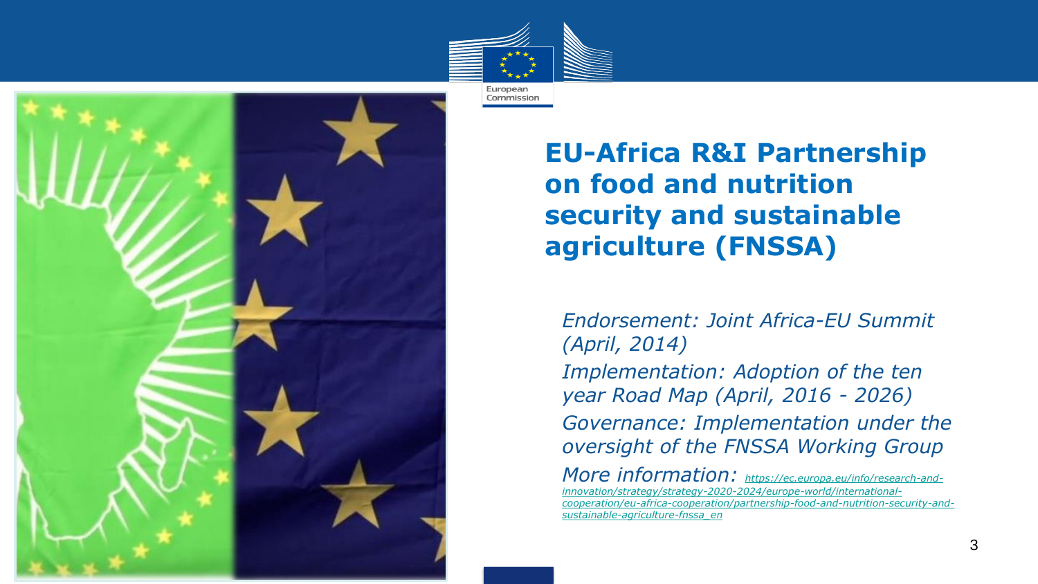# EU-Africa R&I Partnership on food and nutrition security and sustainable agriculture (FNSSA)

*Endorsement: Joint Africa-EU Summit (April, 2014)*

*Implementation: Adoption of the ten year Road Map (April, 2016 - 2026)*

*Governance: Implementation under the oversight of the FNSSA Working Group*

*More information: https://ec.europa.eu/info/research-and-innovation/strategy/strategy-2020-2024/europe-world/international-cooperation/eu-africa-cooperation/partnership-food-and-nutrition-security-and-sustainable-agriculture-fnssa_en*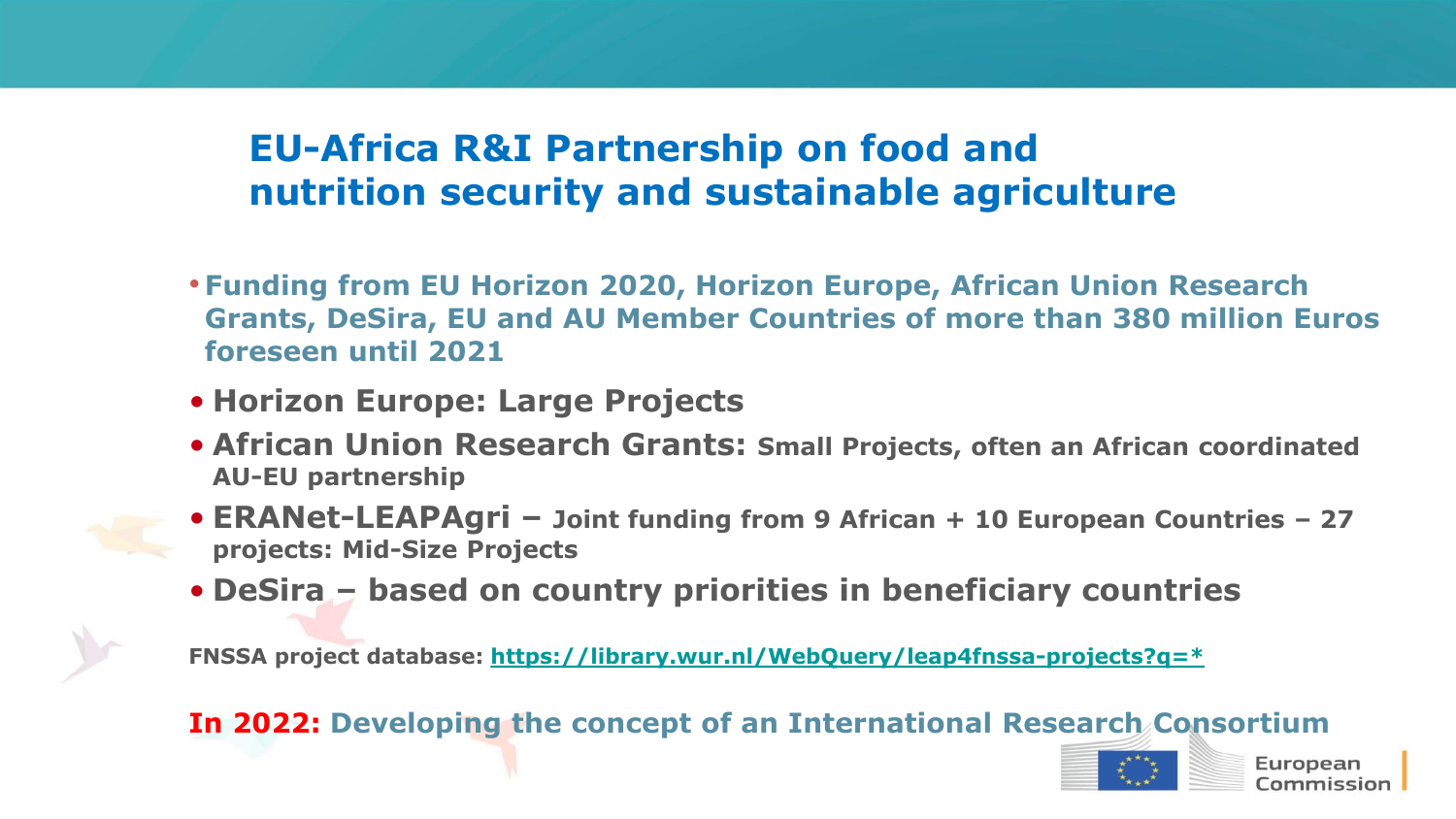## EU-Africa R&I Partnership on food and nutrition security and sustainable agriculture

- **Funding from EU Horizon 2020, Horizon Europe, African Union Research Grants, DeSira, EU and AU Member Countries of more than 380 million Euros foreseen until 2021**
- **Horizon Europe: Large Projects**
- **African Union Research Grants: Small Projects, often an African coordinated AU-EU partnership**
- **ERANet-LEAPAgri – Joint funding from 9 African + 10 European Countries – 27 projects: Mid-Size Projects**
- **DeSira – based on country priorities in beneficiary countries**

**FNSSA project database: https://library.wur.nl/WebQuery/leap4fnssa-projects?q=***

**In 2022: Developing the concept of an International Research Consortium**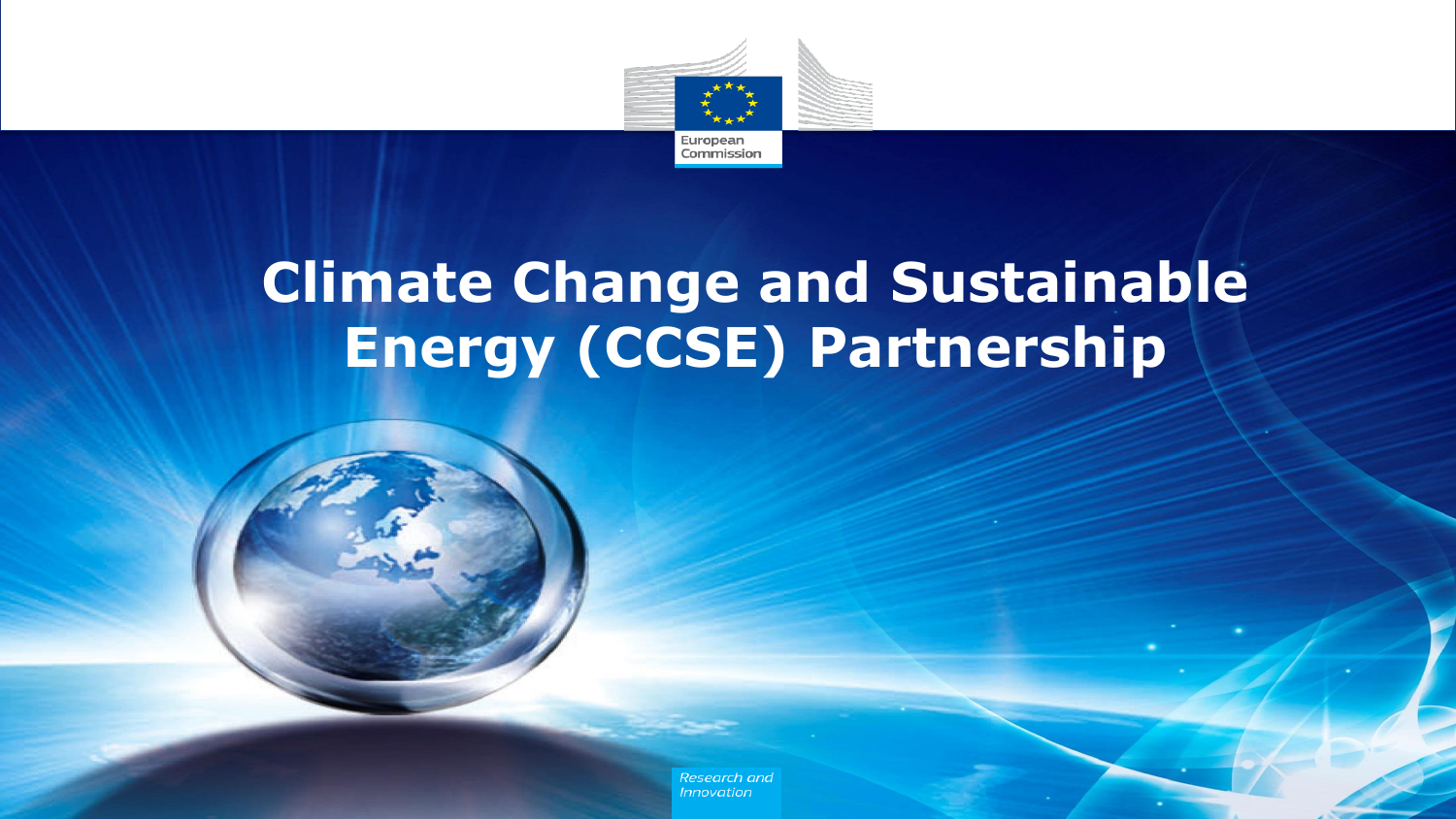# Climate Change and Sustainable Energy (CCSE) Partnership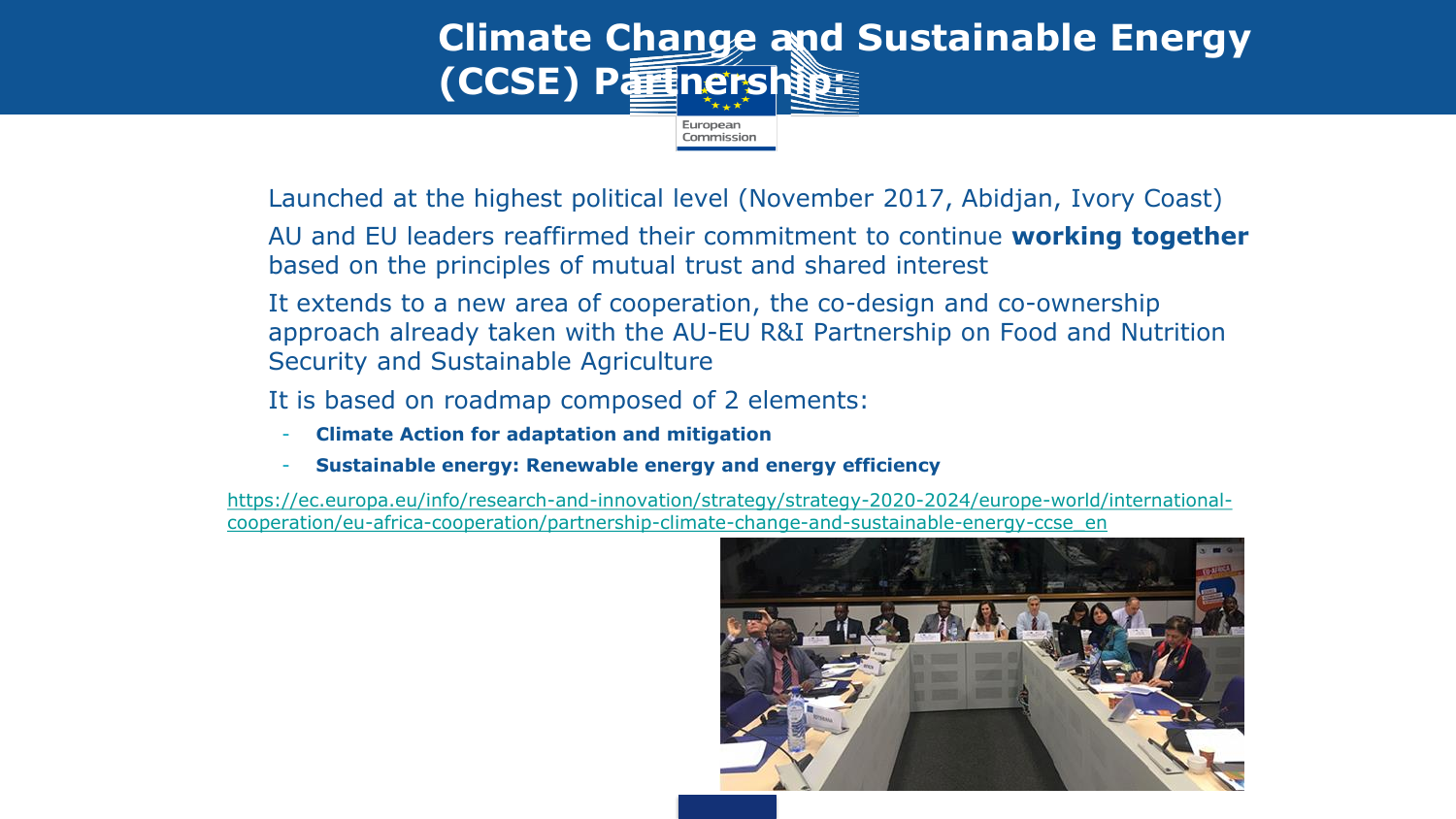# Climate Change and Sustainable Energy (CCSE) Partnership:

Launched at the highest political level (November 2017, Abidjan, Ivory Coast)

AU and EU leaders reaffirmed their commitment to continue **working together** based on the principles of mutual trust and shared interest

It extends to a new area of cooperation, the co-design and co-ownership approach already taken with the AU-EU R&I Partnership on Food and Nutrition Security and Sustainable Agriculture

It is based on roadmap composed of 2 elements:

- **Climate Action for adaptation and mitigation**
- **Sustainable energy: Renewable energy and energy efficiency**

https://ec.europa.eu/info/research-and-innovation/strategy/strategy-2020-2024/europe-world/international-cooperation/eu-africa-cooperation/partnership-climate-change-and-sustainable-energy-ccse_en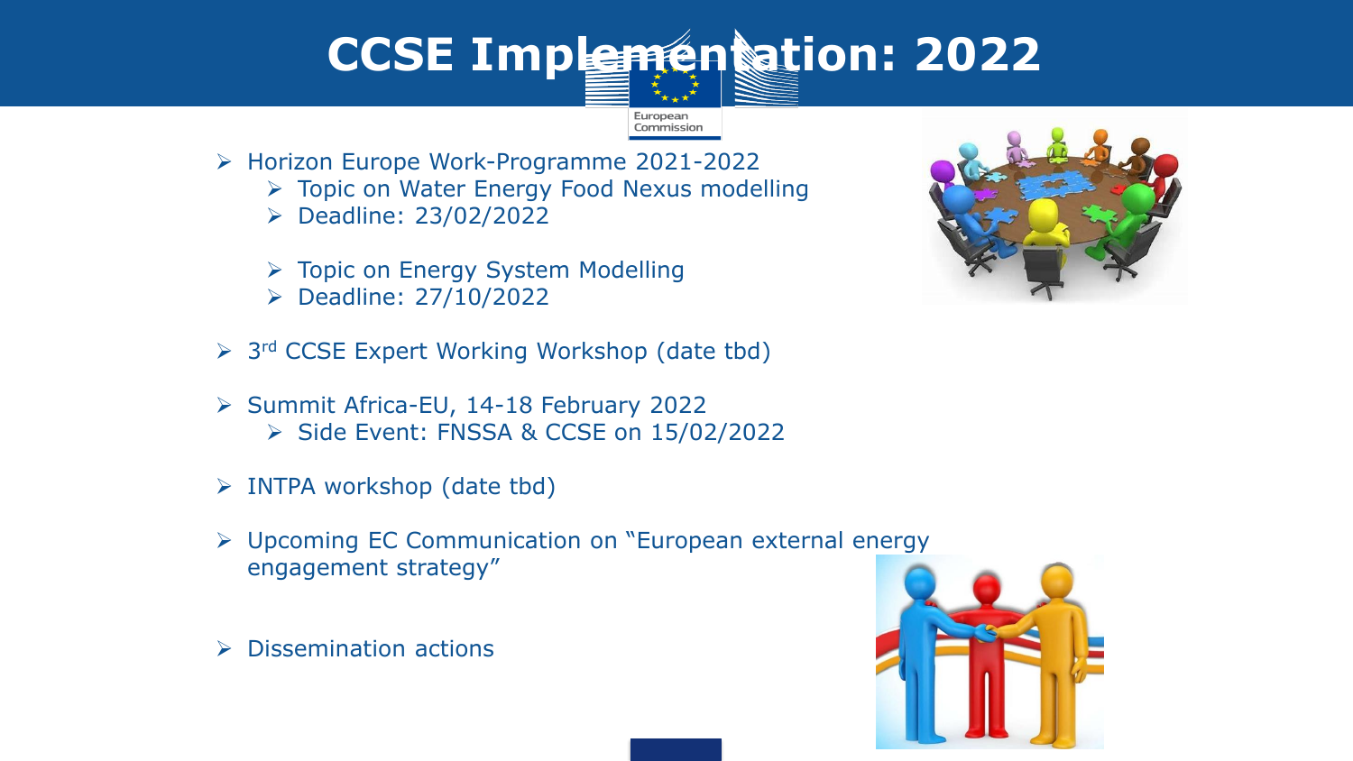# CCSE Implementation: 2022

- Horizon Europe Work-Programme 2021-2022
  - Topic on Water Energy Food Nexus modelling
  - Deadline: 23/02/2022

  - Topic on Energy System Modelling
  - Deadline: 27/10/2022

- 3rd CCSE Expert Working Workshop (date tbd)

- Summit Africa-EU, 14-18 February 2022
  - Side Event: FNSSA & CCSE on 15/02/2022

- INTPA workshop (date tbd)

- Upcoming EC Communication on "European external energy engagement strategy"

- Dissemination actions